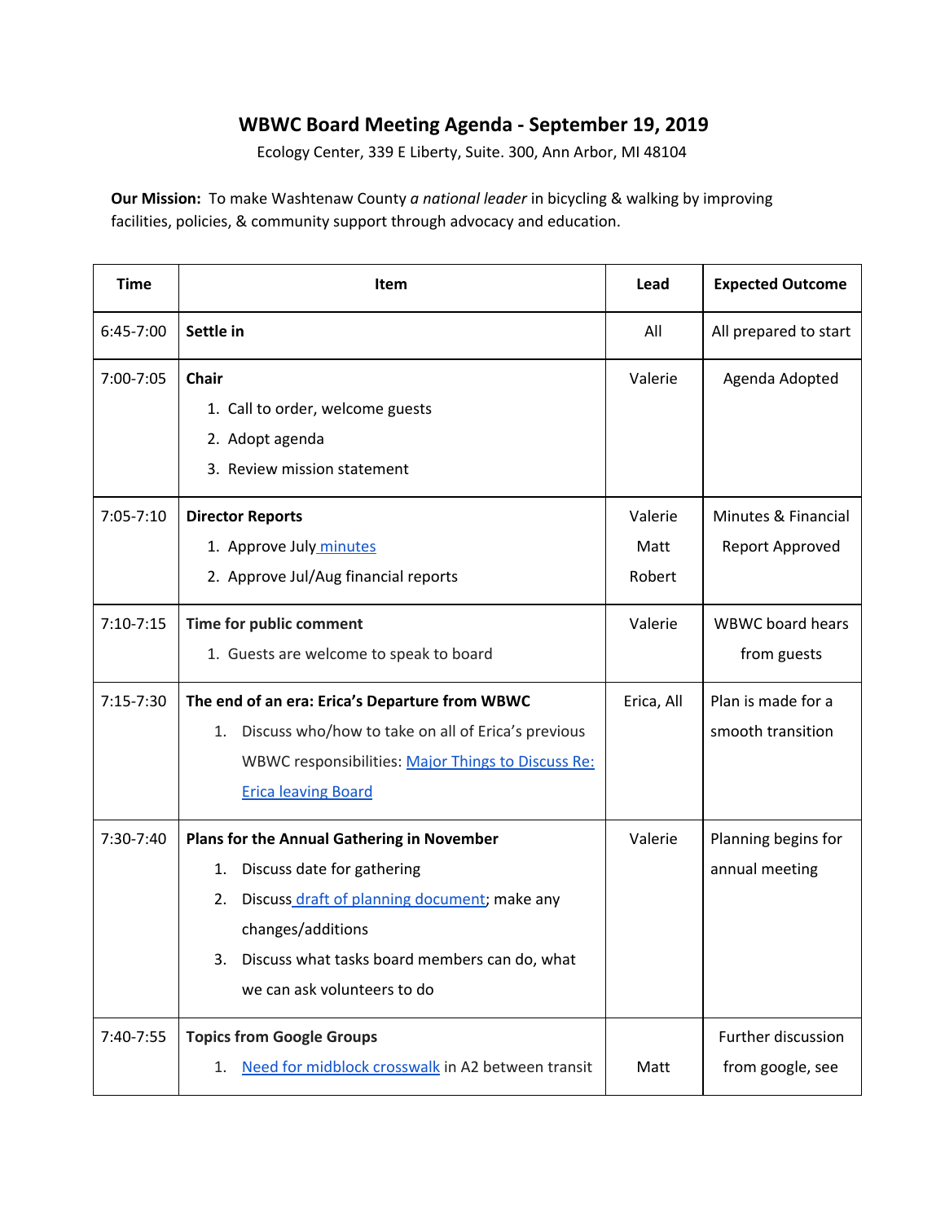# WBWC Board Meeting Agenda - September 19, 2019

Ecology Center, 339 E Liberty, Suite. 300, Ann Arbor, MI 48104

**Our Mission:** To make Washtenaw County *a national leader* in bicycling & walking by improving facilities, policies, & community support through advocacy and education.

| Time | Item | Lead | Expected Outcome |
|---|---|---|---|
| 6:45-7:00 | **Settle in** | All | All prepared to start |
| 7:00-7:05 | **Chair**<br>1. Call to order, welcome guests<br>2. Adopt agenda<br>3. Review mission statement | Valerie | Agenda Adopted |
| 7:05-7:10 | **Director Reports**<br>1. Approve July minutes<br>2. Approve Jul/Aug financial reports | Valerie<br>Matt<br>Robert | Minutes & Financial Report Approved |
| 7:10-7:15 | **Time for public comment**<br>1. Guests are welcome to speak to board | Valerie | WBWC board hears from guests |
| 7:15-7:30 | **The end of an era: Erica's Departure from WBWC**<br>1. Discuss who/how to take on all of Erica's previous WBWC responsibilities: Major Things to Discuss Re: Erica leaving Board | Erica, All | Plan is made for a smooth transition |
| 7:30-7:40 | **Plans for the Annual Gathering in November**<br>1. Discuss date for gathering<br>2. Discuss draft of planning document; make any changes/additions<br>3. Discuss what tasks board members can do, what we can ask volunteers to do | Valerie | Planning begins for annual meeting |
| 7:40-7:55 | **Topics from Google Groups**<br>1. Need for midblock crosswalk in A2 between transit | Matt | Further discussion from google, see |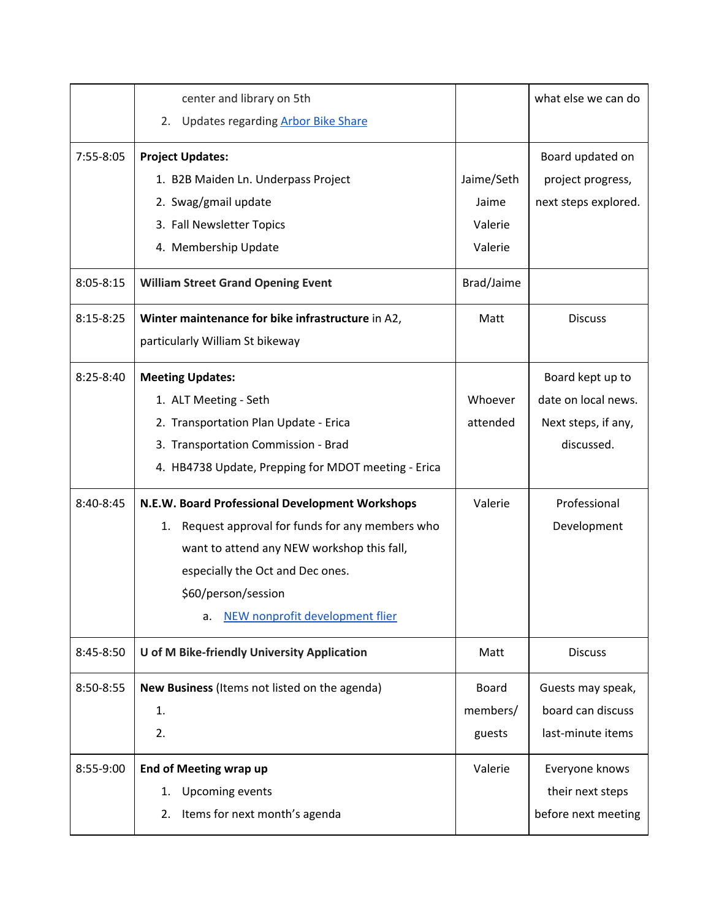| | | | |
|---|---|---|---|
| | center and library on 5th<br>2. Updates regarding [Arbor Bike Share]() | | what else we can do |
| 7:55-8:05 | **Project Updates:**<br>1. B2B Maiden Ln. Underpass Project<br>2. Swag/gmail update<br>3. Fall Newsletter Topics<br>4. Membership Update | Jaime/Seth<br>Jaime<br>Valerie<br>Valerie | Board updated on project progress, next steps explored. |
| 8:05-8:15 | **William Street Grand Opening Event** | Brad/Jaime | |
| 8:15-8:25 | **Winter maintenance for bike infrastructure** in A2, particularly William St bikeway | Matt | Discuss |
| 8:25-8:40 | **Meeting Updates:**<br>1. ALT Meeting - Seth<br>2. Transportation Plan Update - Erica<br>3. Transportation Commission - Brad<br>4. HB4738 Update, Prepping for MDOT meeting - Erica | Whoever attended | Board kept up to date on local news. Next steps, if any, discussed. |
| 8:40-8:45 | **N.E.W. Board Professional Development Workshops**<br>1. Request approval for funds for any members who want to attend any NEW workshop this fall, especially the Oct and Dec ones. $60/person/session<br>a. [NEW nonprofit development flier]() | Valerie | Professional Development |
| 8:45-8:50 | **U of M Bike-friendly University Application** | Matt | Discuss |
| 8:50-8:55 | **New Business** (Items not listed on the agenda)<br>1.<br>2. | Board members/ guests | Guests may speak, board can discuss last-minute items |
| 8:55-9:00 | **End of Meeting wrap up**<br>1. Upcoming events<br>2. Items for next month's agenda | Valerie | Everyone knows their next steps before next meeting |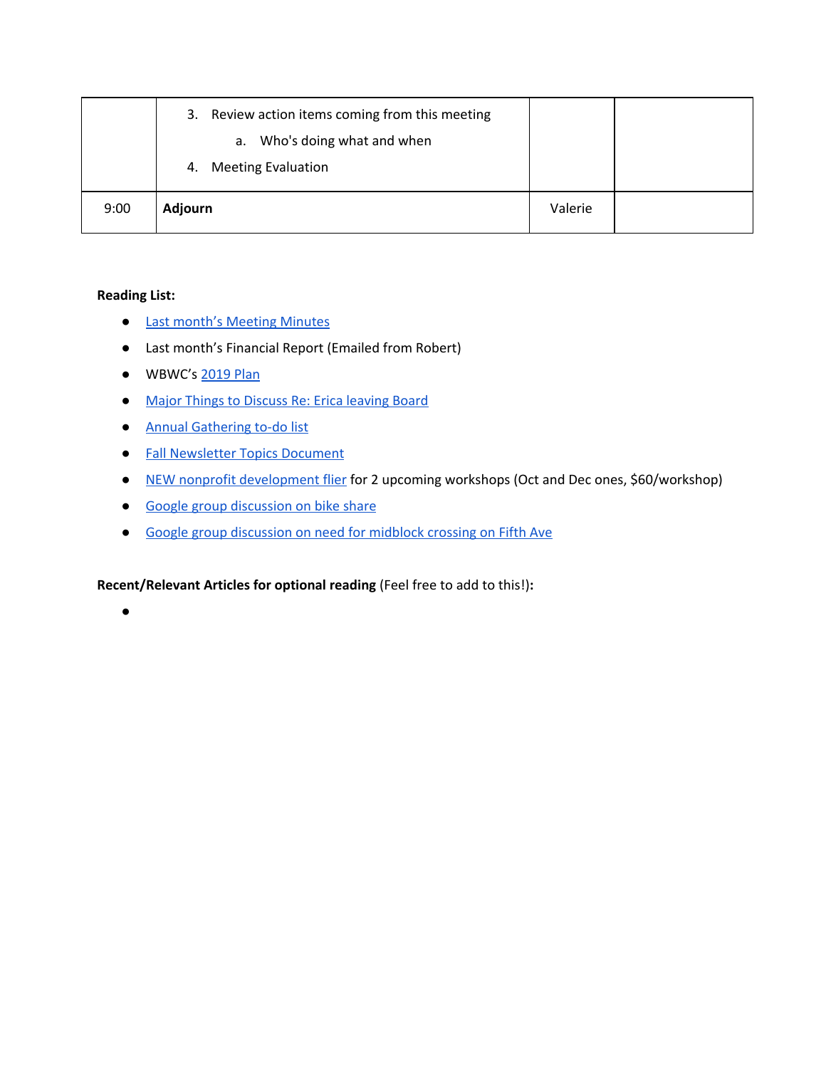| | | | |
|---|---|---|---|
| | 3. Review action items coming from this meeting<br>a. Who's doing what and when<br>4. Meeting Evaluation | | |
| 9:00 | **Adjourn** | Valerie | |

**Reading List:**

- Last month's Meeting Minutes
- Last month's Financial Report (Emailed from Robert)
- WBWC's 2019 Plan
- Major Things to Discuss Re: Erica leaving Board
- Annual Gathering to-do list
- Fall Newsletter Topics Document
- NEW nonprofit development flier for 2 upcoming workshops (Oct and Dec ones, $60/workshop)
- Google group discussion on bike share
- Google group discussion on need for midblock crossing on Fifth Ave

**Recent/Relevant Articles for optional reading** (Feel free to add to this!)**:**

-